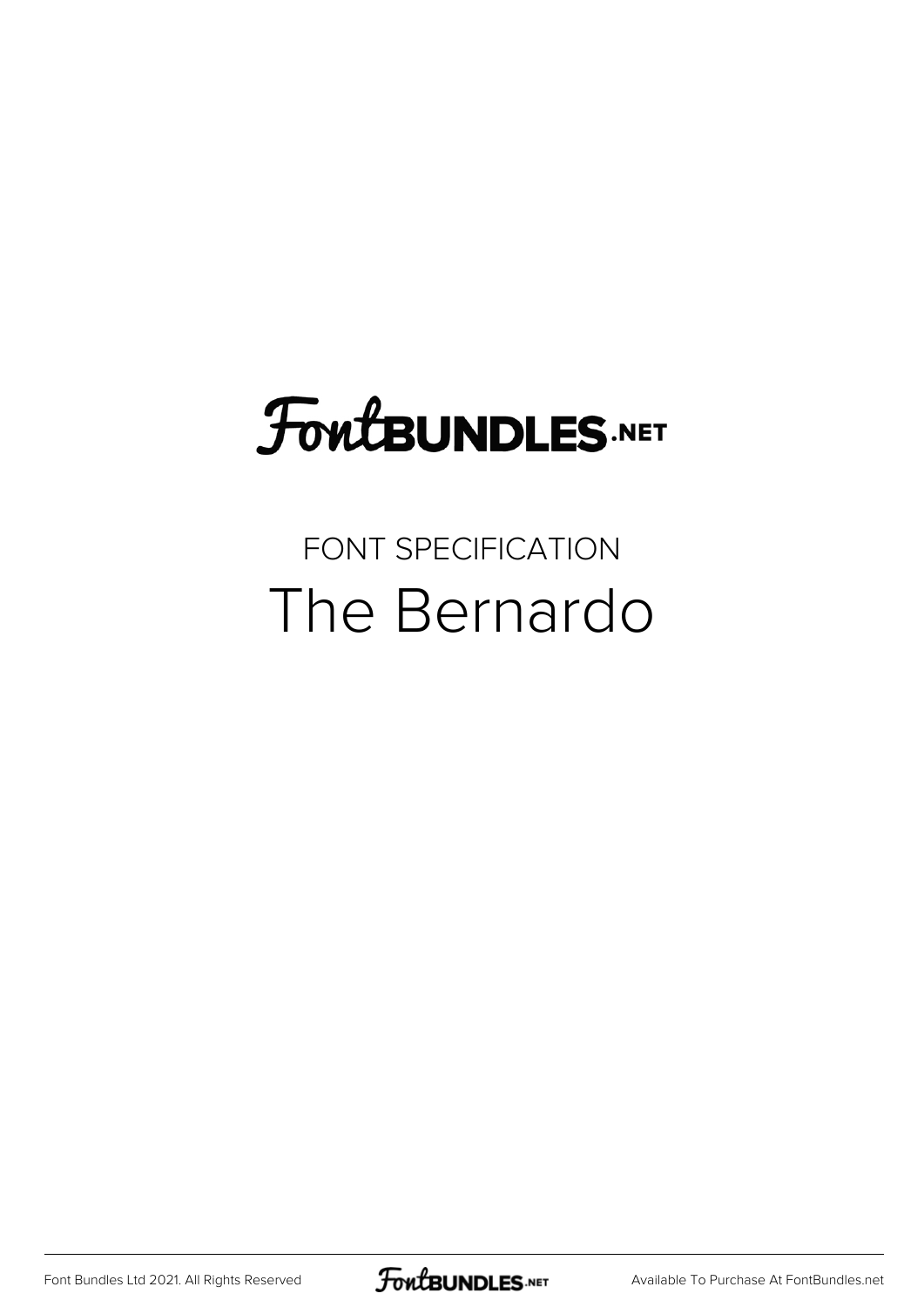FontBUNDLES.NET

FONT SPECIFICATION

# The Bernardo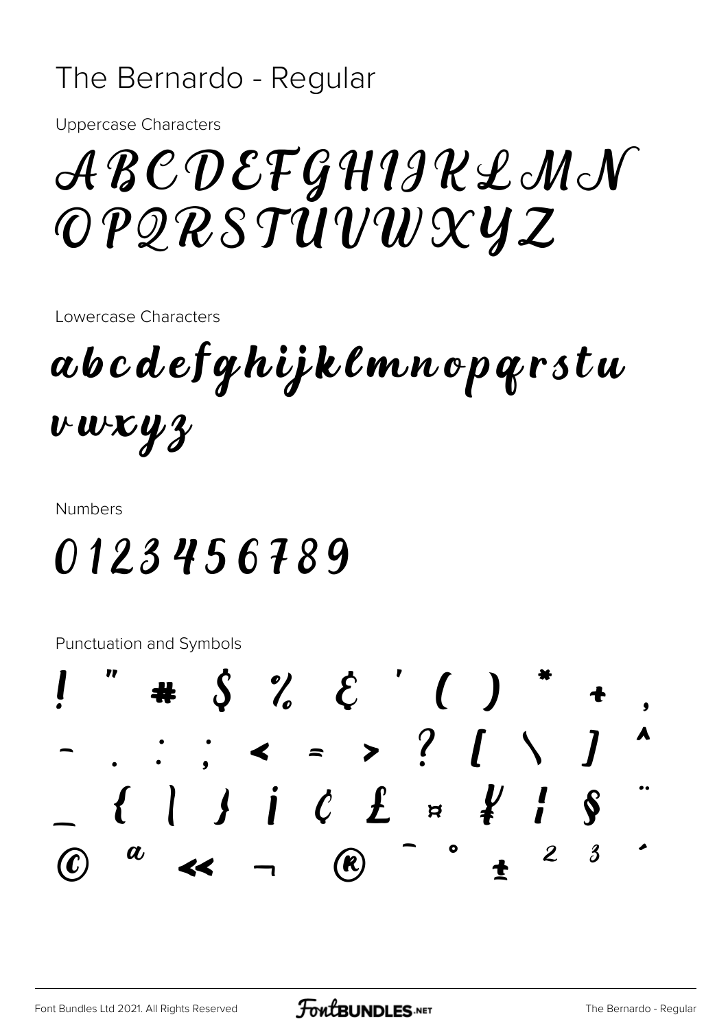The Bernardo - Regular

Uppercase Characters

ABCDEFGHIJKLMN
OPQRSTUVWXYZ

Lowercase Characters

abcdefghijklmnopqrstu
vwxyz

Numbers

0123456789

Punctuation and Symbols

! " # $ % & ' ( ) * + ,
- . : ; < = > ? [ \ ] ^
_ { | } ¡ ¢ £ ¤ ¥ ¦ § ¨
© ª « ¬ ® ¯ ° ± ² ³ ´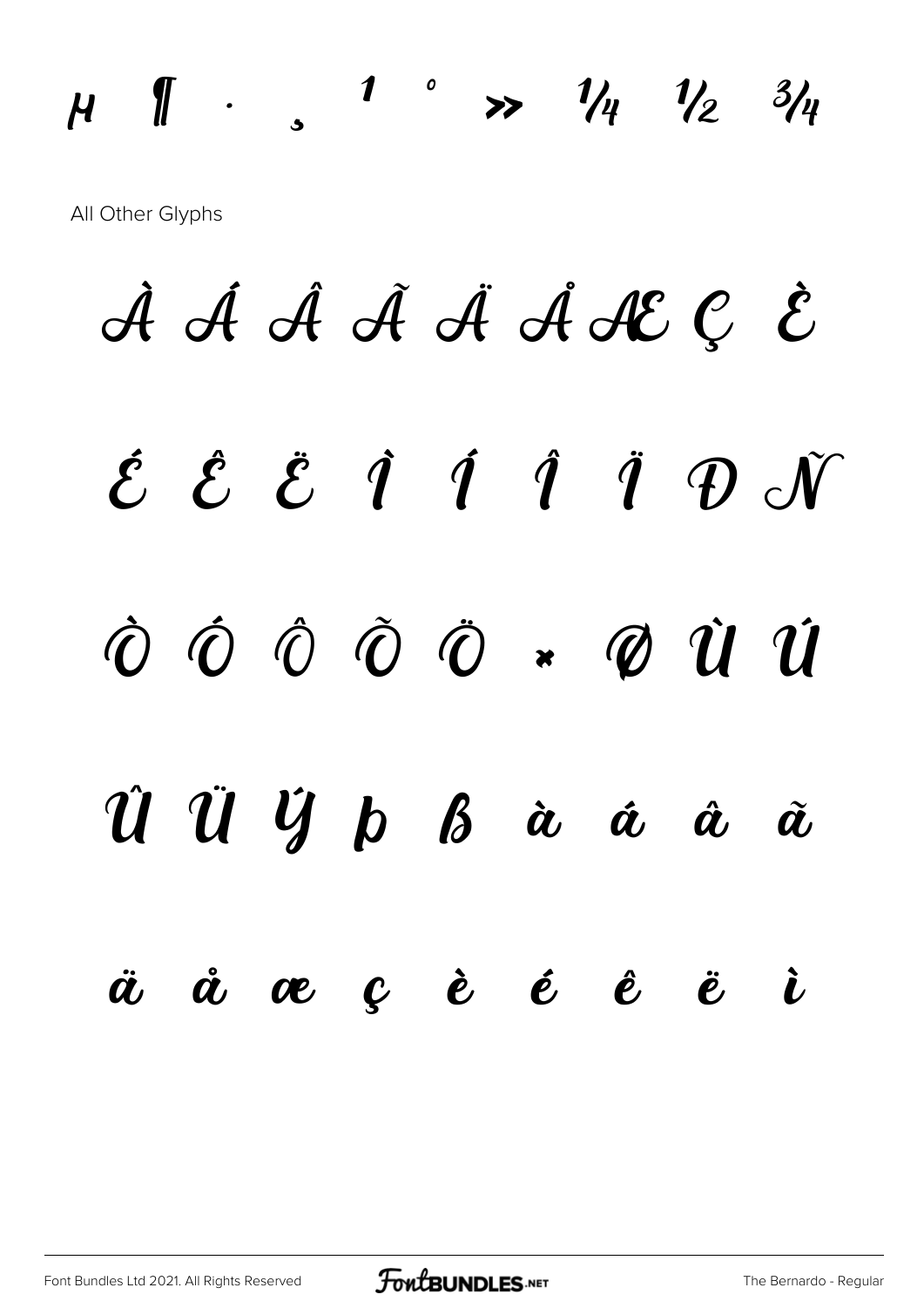µ ¶ · ¸ ¹ º » ¼ ½ ¾

All Other Glyphs

À Á Â Ã Ä Å Æ Ç È

É Ê Ë Ì Í Î Ï Ð Ñ

Ò Ó Ô Õ Ö × Ø Ù Ú

Û Ü Ý Þ ß à á â ã

ä å æ ç è é ê ë ì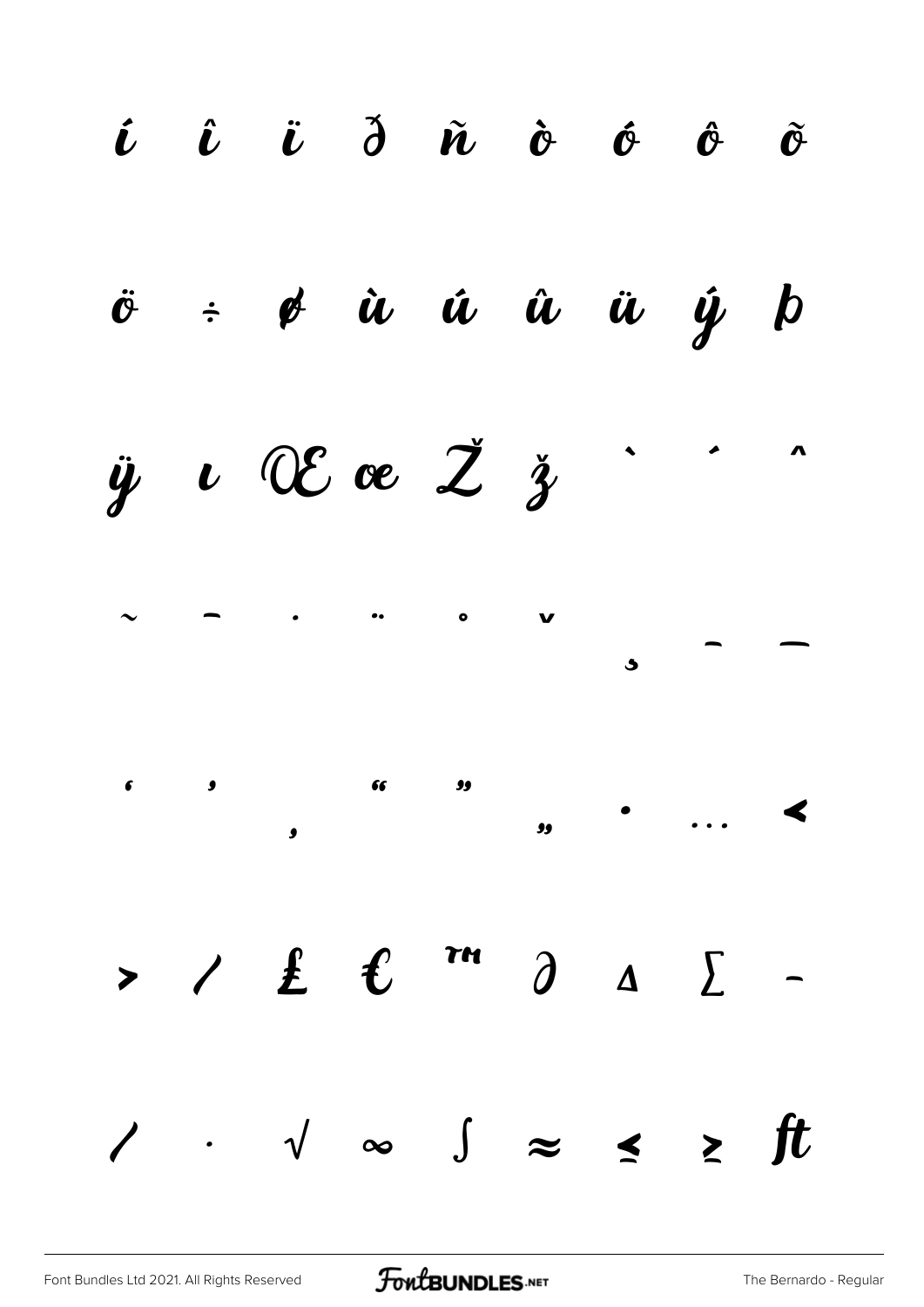í î ï ð ñ ò ó ô õ

ö ÷ ø ù ú û ü ý þ

ÿ ı Œ œ Ž ž ˋ ˊ ˆ

˜ ¯ ˙ ¨ ˚ ˇ ¸ – —

‘ ’ ‚ “ ” „ • … ‹

› ⁄ £ € ™ ∂ ∆ ∑ −

∕ · √ ∞ ∫ ≈ ≤ ≥ ﬅ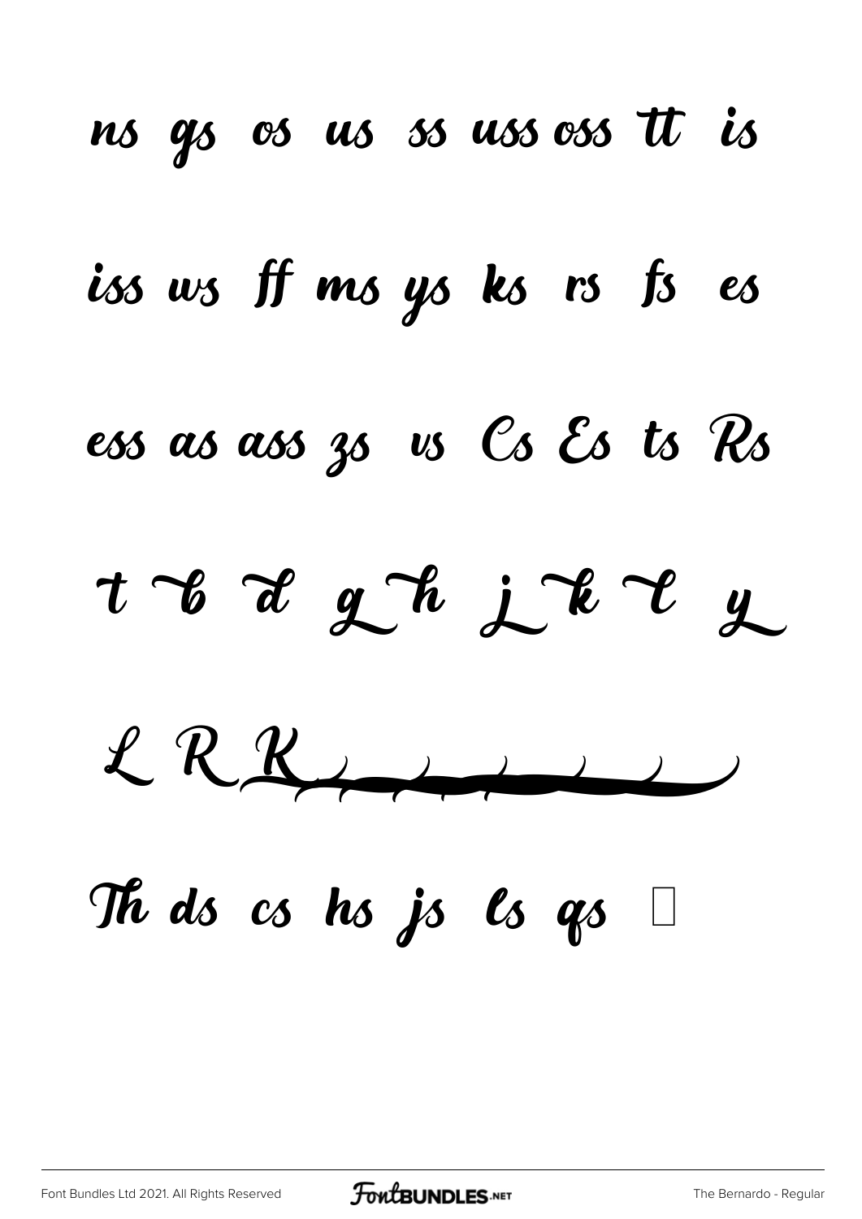ns qs os us ss uss oss tt is

iss ws ff ms ys ks rs fs es

ess as ass zs vs Cs Es ts Rs

t b d g h j k l y

L R K

Th ds cs hs js ls qs